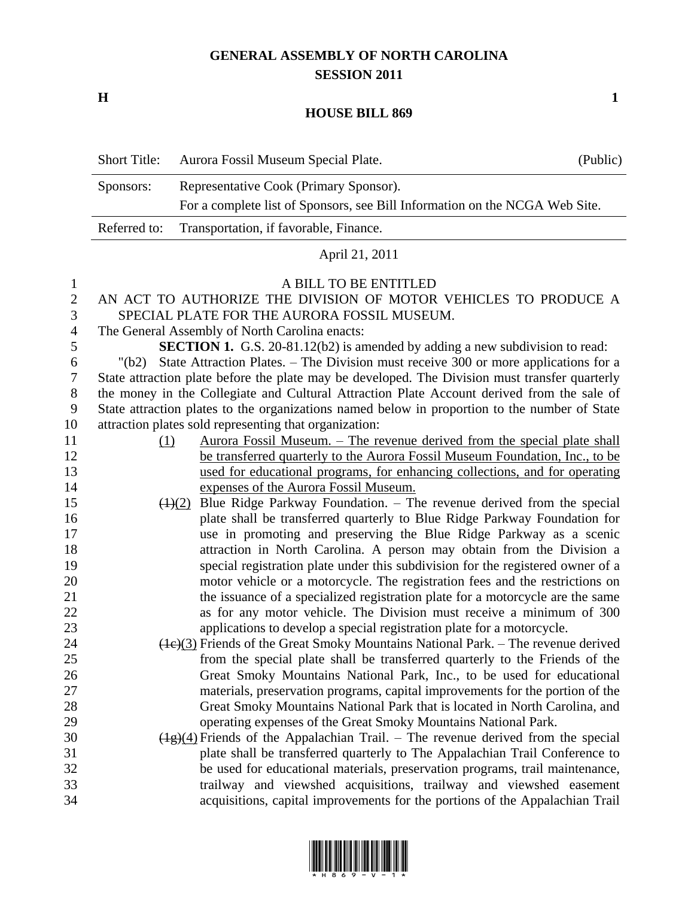# GENERAL ASSEMBLY OF NORTH CAROLINA
## SESSION 2011

**H** **1**

## HOUSE BILL 869

| | | |
|---|---|---|
| Short Title: | Aurora Fossil Museum Special Plate. | (Public) |
| Sponsors: | Representative Cook (Primary Sponsor). For a complete list of Sponsors, see Bill Information on the NCGA Web Site. | |
| Referred to: | Transportation, if favorable, Finance. | |

April 21, 2011

A BILL TO BE ENTITLED

AN ACT TO AUTHORIZE THE DIVISION OF MOTOR VEHICLES TO PRODUCE A SPECIAL PLATE FOR THE AURORA FOSSIL MUSEUM.

The General Assembly of North Carolina enacts:

**SECTION 1.** G.S. 20-81.12(b2) is amended by adding a new subdivision to read:

"(b2) State Attraction Plates. – The Division must receive 300 or more applications for a State attraction plate before the plate may be developed. The Division must transfer quarterly the money in the Collegiate and Cultural Attraction Plate Account derived from the sale of State attraction plates to the organizations named below in proportion to the number of State attraction plates sold representing that organization:

<u>(1)</u> <u>Aurora Fossil Museum. – The revenue derived from the special plate shall be transferred quarterly to the Aurora Fossil Museum Foundation, Inc., to be used for educational programs, for enhancing collections, and for operating expenses of the Aurora Fossil Museum.</u>

~~(1)~~<u>(2)</u> Blue Ridge Parkway Foundation. – The revenue derived from the special plate shall be transferred quarterly to Blue Ridge Parkway Foundation for use in promoting and preserving the Blue Ridge Parkway as a scenic attraction in North Carolina. A person may obtain from the Division a special registration plate under this subdivision for the registered owner of a motor vehicle or a motorcycle. The registration fees and the restrictions on the issuance of a specialized registration plate for a motorcycle are the same as for any motor vehicle. The Division must receive a minimum of 300 applications to develop a special registration plate for a motorcycle.

~~(1c)~~<u>(3)</u> Friends of the Great Smoky Mountains National Park. – The revenue derived from the special plate shall be transferred quarterly to the Friends of the Great Smoky Mountains National Park, Inc., to be used for educational materials, preservation programs, capital improvements for the portion of the Great Smoky Mountains National Park that is located in North Carolina, and operating expenses of the Great Smoky Mountains National Park.

~~(1g)~~<u>(4)</u> Friends of the Appalachian Trail. – The revenue derived from the special plate shall be transferred quarterly to The Appalachian Trail Conference to be used for educational materials, preservation programs, trail maintenance, trailway and viewshed acquisitions, trailway and viewshed easement acquisitions, capital improvements for the portions of the Appalachian Trail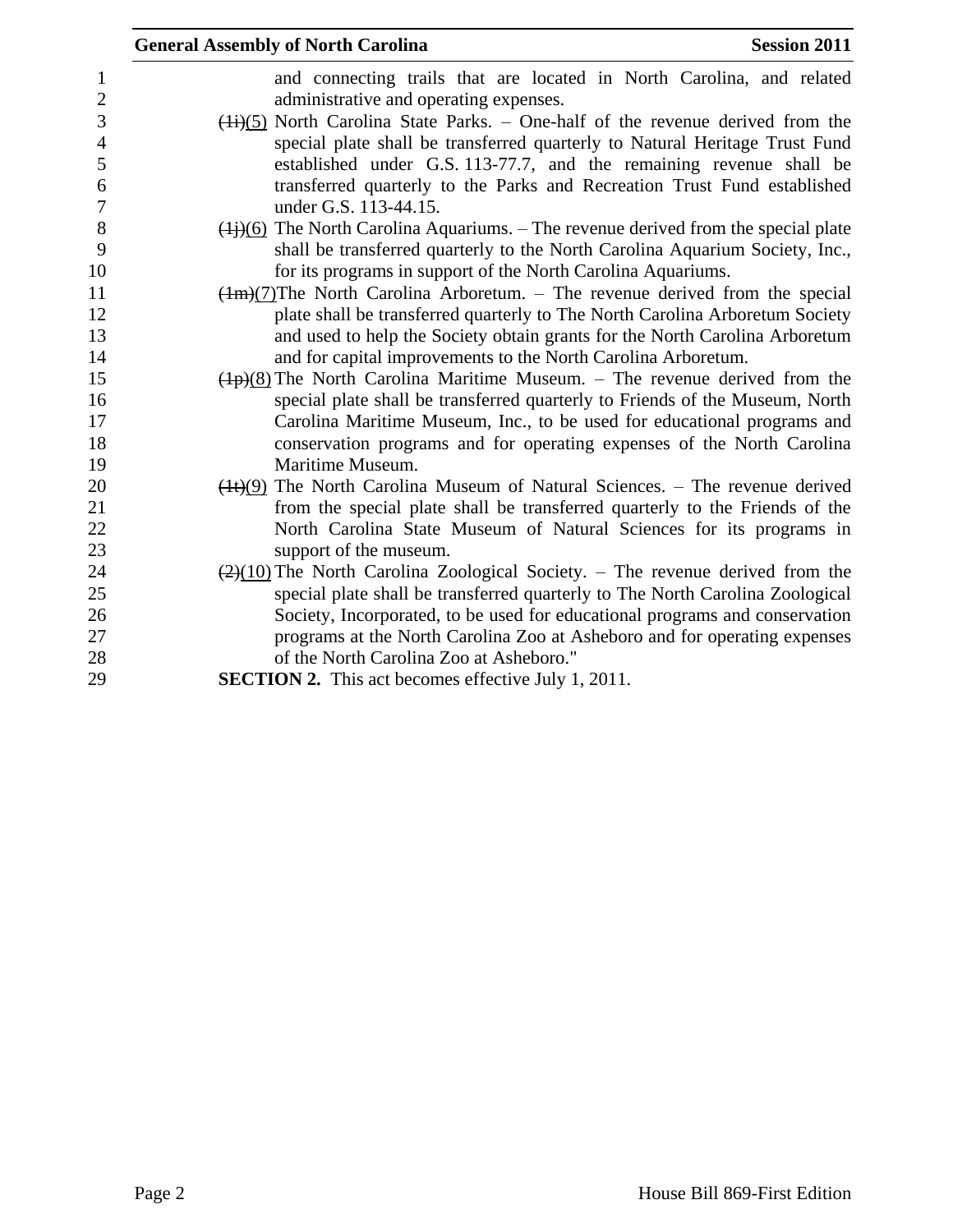and connecting trails that are located in North Carolina, and related administrative and operating expenses.

~~(1i)~~(5) North Carolina State Parks. – One-half of the revenue derived from the special plate shall be transferred quarterly to Natural Heritage Trust Fund established under G.S. 113-77.7, and the remaining revenue shall be transferred quarterly to the Parks and Recreation Trust Fund established under G.S. 113-44.15.

~~(1j)~~(6) The North Carolina Aquariums. – The revenue derived from the special plate shall be transferred quarterly to the North Carolina Aquarium Society, Inc., for its programs in support of the North Carolina Aquariums.

~~(1m)~~(7) The North Carolina Arboretum. – The revenue derived from the special plate shall be transferred quarterly to The North Carolina Arboretum Society and used to help the Society obtain grants for the North Carolina Arboretum and for capital improvements to the North Carolina Arboretum.

~~(1p)~~(8) The North Carolina Maritime Museum. – The revenue derived from the special plate shall be transferred quarterly to Friends of the Museum, North Carolina Maritime Museum, Inc., to be used for educational programs and conservation programs and for operating expenses of the North Carolina Maritime Museum.

~~(1t)~~(9) The North Carolina Museum of Natural Sciences. – The revenue derived from the special plate shall be transferred quarterly to the Friends of the North Carolina State Museum of Natural Sciences for its programs in support of the museum.

~~(2)~~(10) The North Carolina Zoological Society. – The revenue derived from the special plate shall be transferred quarterly to The North Carolina Zoological Society, Incorporated, to be used for educational programs and conservation programs at the North Carolina Zoo at Asheboro and for operating expenses of the North Carolina Zoo at Asheboro."

**SECTION 2.** This act becomes effective July 1, 2011.